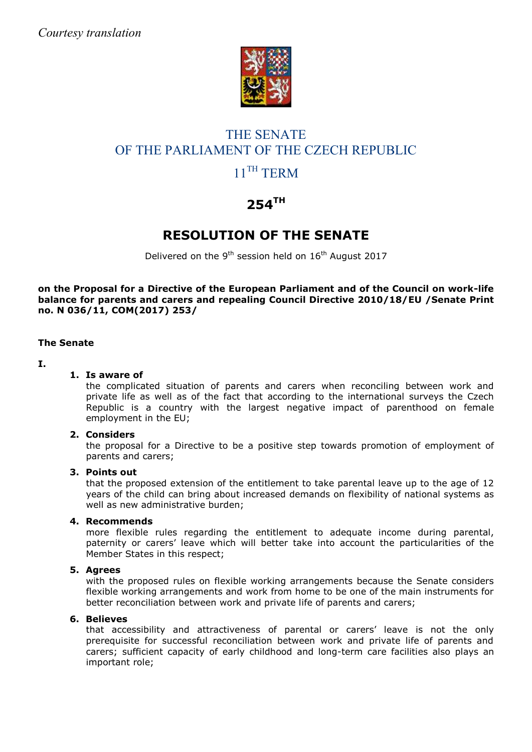*Courtesy translation*

# THE SENATE
# OF THE PARLIAMENT OF THE CZECH REPUBLIC
## 11TH TERM

## 254TH

## RESOLUTION OF THE SENATE

Delivered on the 9th session held on 16th August 2017

**on the Proposal for a Directive of the European Parliament and of the Council on work-life balance for parents and carers and repealing Council Directive 2010/18/EU /Senate Print no. N 036/11, COM(2017) 253/**

**The Senate**

**I.**

1. **Is aware of**
   the complicated situation of parents and carers when reconciling between work and private life as well as of the fact that according to the international surveys the Czech Republic is a country with the largest negative impact of parenthood on female employment in the EU;

2. **Considers**
   the proposal for a Directive to be a positive step towards promotion of employment of parents and carers;

3. **Points out**
   that the proposed extension of the entitlement to take parental leave up to the age of 12 years of the child can bring about increased demands on flexibility of national systems as well as new administrative burden;

4. **Recommends**
   more flexible rules regarding the entitlement to adequate income during parental, paternity or carers' leave which will better take into account the particularities of the Member States in this respect;

5. **Agrees**
   with the proposed rules on flexible working arrangements because the Senate considers flexible working arrangements and work from home to be one of the main instruments for better reconciliation between work and private life of parents and carers;

6. **Believes**
   that accessibility and attractiveness of parental or carers' leave is not the only prerequisite for successful reconciliation between work and private life of parents and carers; sufficient capacity of early childhood and long-term care facilities also plays an important role;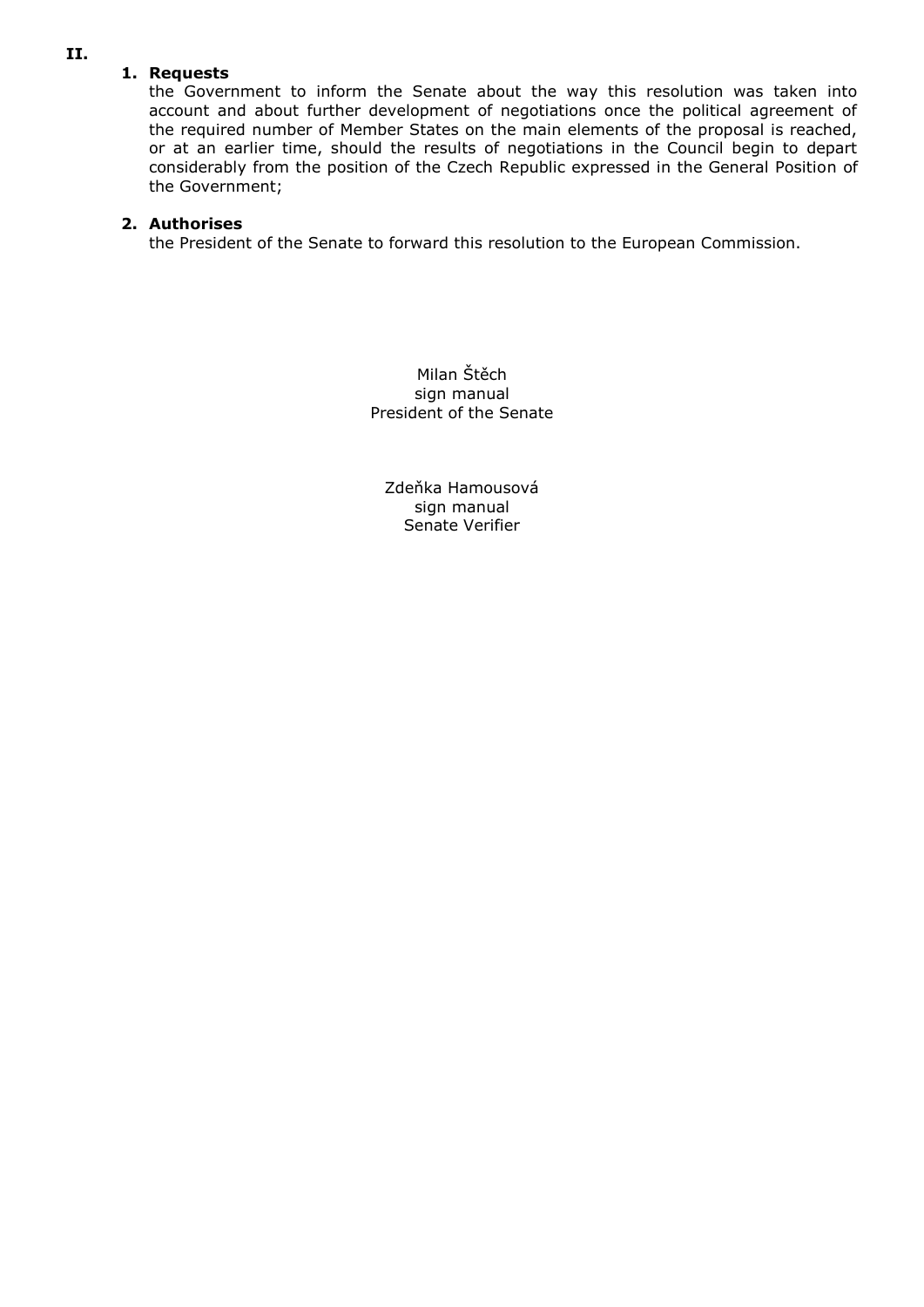**II.**

1. **Requests**
   the Government to inform the Senate about the way this resolution was taken into account and about further development of negotiations once the political agreement of the required number of Member States on the main elements of the proposal is reached, or at an earlier time, should the results of negotiations in the Council begin to depart considerably from the position of the Czech Republic expressed in the General Position of the Government;

2. **Authorises**
   the President of the Senate to forward this resolution to the European Commission.

Milan Štěch
sign manual
President of the Senate

Zdeňka Hamousová
sign manual
Senate Verifier